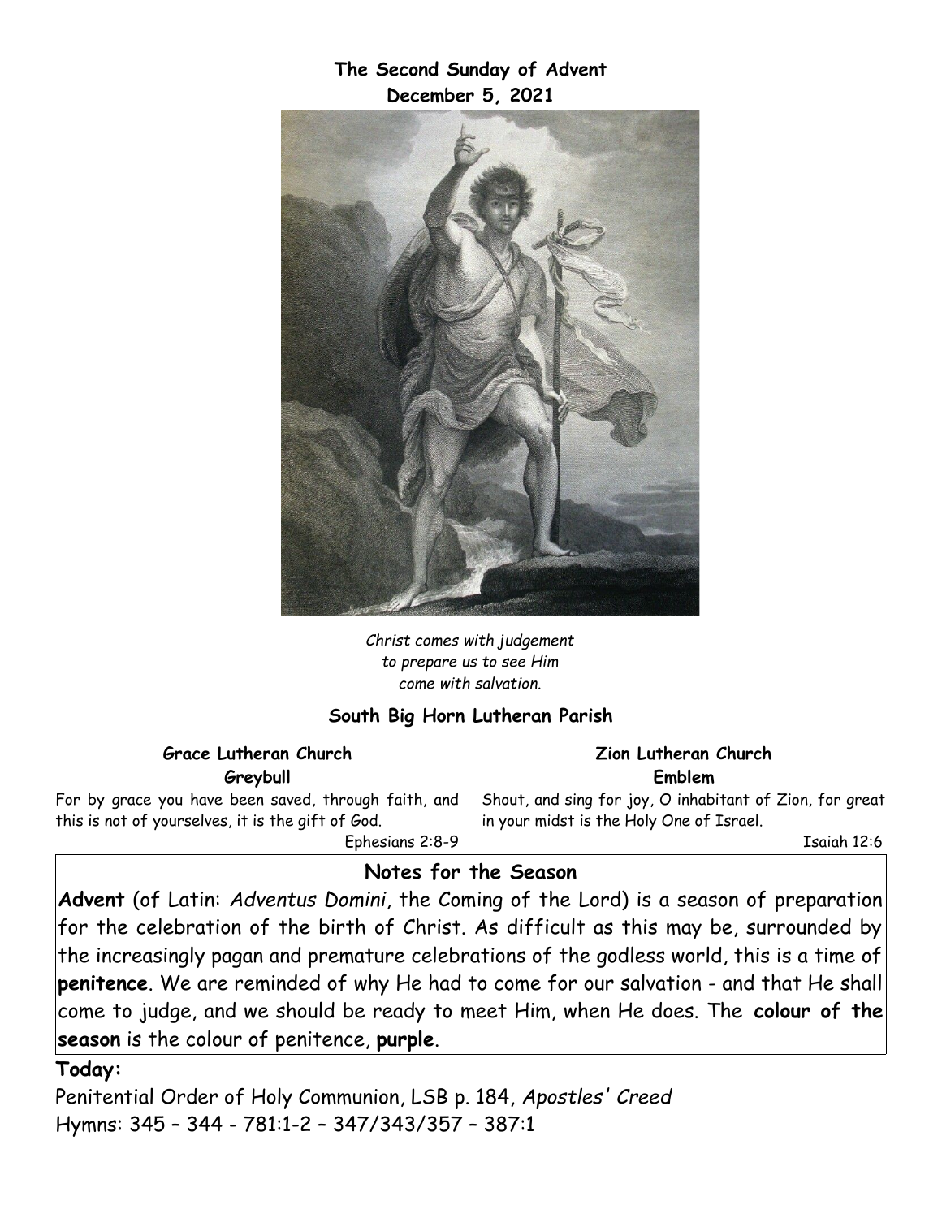**The Second Sunday of Advent**
**December 5, 2021**

*Christ comes with judgement to prepare us to see Him come with salvation.*

## South Big Horn Lutheran Parish

**Grace Lutheran Church**
**Greybull**

For by grace you have been saved, through faith, and this is not of yourselves, it is the gift of God.

Ephesians 2:8-9

**Zion Lutheran Church**
**Emblem**

Shout, and sing for joy, O inhabitant of Zion, for great in your midst is the Holy One of Israel.

Isaiah 12:6

### Notes for the Season

**Advent** (of Latin: *Adventus Domini*, the Coming of the Lord) is a season of preparation for the celebration of the birth of Christ. As difficult as this may be, surrounded by the increasingly pagan and premature celebrations of the godless world, this is a time of **penitence**. We are reminded of why He had to come for our salvation - and that He shall come to judge, and we should be ready to meet Him, when He does. The **colour of the season** is the colour of penitence, **purple**.

**Today:**

Penitential Order of Holy Communion, LSB p. 184, *Apostles' Creed*
Hymns: 345 – 344 - 781:1-2 – 347/343/357 – 387:1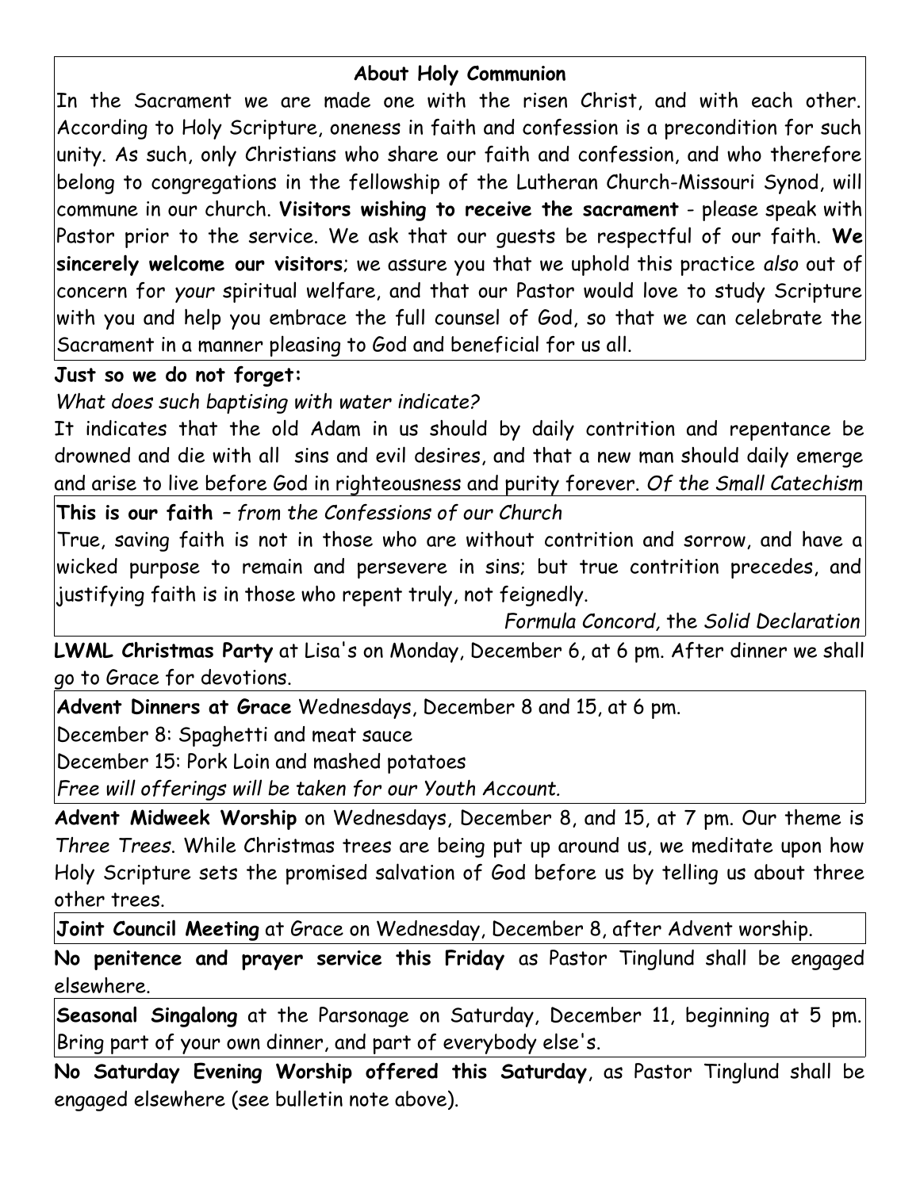## About Holy Communion

In the Sacrament we are made one with the risen Christ, and with each other. According to Holy Scripture, oneness in faith and confession is a precondition for such unity. As such, only Christians who share our faith and confession, and who therefore belong to congregations in the fellowship of the Lutheran Church-Missouri Synod, will commune in our church. **Visitors wishing to receive the sacrament** - please speak with Pastor prior to the service. We ask that our guests be respectful of our faith. **We sincerely welcome our visitors**; we assure you that we uphold this practice *also* out of concern for *your* spiritual welfare, and that our Pastor would love to study Scripture with you and help you embrace the full counsel of God, so that we can celebrate the Sacrament in a manner pleasing to God and beneficial for us all.

**Just so we do not forget:**

*What does such baptising with water indicate?*

It indicates that the old Adam in us should by daily contrition and repentance be drowned and die with all sins and evil desires, and that a new man should daily emerge and arise to live before God in righteousness and purity forever. *Of the Small Catechism*

**This is our faith** – *from the Confessions of our Church*

True, saving faith is not in those who are without contrition and sorrow, and have a wicked purpose to remain and persevere in sins; but true contrition precedes, and justifying faith is in those who repent truly, not feignedly.

*Formula Concord,* the *Solid Declaration*

**LWML Christmas Party** at Lisa's on Monday, December 6, at 6 pm. After dinner we shall go to Grace for devotions.

**Advent Dinners at Grace** Wednesdays, December 8 and 15, at 6 pm.

December 8: Spaghetti and meat sauce

December 15: Pork Loin and mashed potatoes

*Free will offerings will be taken for our Youth Account.*

**Advent Midweek Worship** on Wednesdays, December 8, and 15, at 7 pm. Our theme is *Three Trees*. While Christmas trees are being put up around us, we meditate upon how Holy Scripture sets the promised salvation of God before us by telling us about three other trees.

**Joint Council Meeting** at Grace on Wednesday, December 8, after Advent worship.

**No penitence and prayer service this Friday** as Pastor Tinglund shall be engaged elsewhere.

**Seasonal Singalong** at the Parsonage on Saturday, December 11, beginning at 5 pm. Bring part of your own dinner, and part of everybody else's.

**No Saturday Evening Worship offered this Saturday**, as Pastor Tinglund shall be engaged elsewhere (see bulletin note above).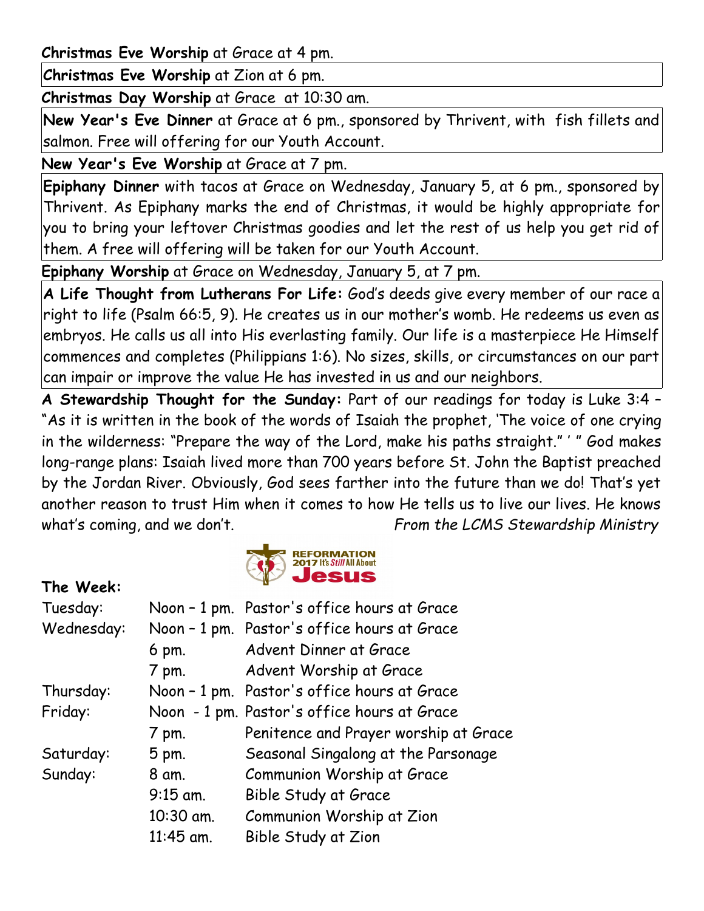**Christmas Eve Worship** at Grace at 4 pm.

**Christmas Eve Worship** at Zion at 6 pm.

**Christmas Day Worship** at Grace at 10:30 am.

**New Year's Eve Dinner** at Grace at 6 pm., sponsored by Thrivent, with fish fillets and salmon. Free will offering for our Youth Account.

**New Year's Eve Worship** at Grace at 7 pm.

**Epiphany Dinner** with tacos at Grace on Wednesday, January 5, at 6 pm., sponsored by Thrivent. As Epiphany marks the end of Christmas, it would be highly appropriate for you to bring your leftover Christmas goodies and let the rest of us help you get rid of them. A free will offering will be taken for our Youth Account.

**Epiphany Worship** at Grace on Wednesday, January 5, at 7 pm.

**A Life Thought from Lutherans For Life:** God's deeds give every member of our race a right to life (Psalm 66:5, 9). He creates us in our mother's womb. He redeems us even as embryos. He calls us all into His everlasting family. Our life is a masterpiece He Himself commences and completes (Philippians 1:6). No sizes, skills, or circumstances on our part can impair or improve the value He has invested in us and our neighbors.

**A Stewardship Thought for the Sunday:** Part of our readings for today is Luke 3:4 – "As it is written in the book of the words of Isaiah the prophet, 'The voice of one crying in the wilderness: "Prepare the way of the Lord, make his paths straight." ' " God makes long-range plans: Isaiah lived more than 700 years before St. John the Baptist preached by the Jordan River. Obviously, God sees farther into the future than we do! That's yet another reason to trust Him when it comes to how He tells us to live our lives. He knows what's coming, and we don't. *From the LCMS Stewardship Ministry*

REFORMATION 2017 It's *Still* All About Jesus

**The Week:**

| | | |
|---|---|---|
| Tuesday: | Noon – 1 pm. | Pastor's office hours at Grace |
| Wednesday: | Noon – 1 pm. | Pastor's office hours at Grace |
| | 6 pm. | Advent Dinner at Grace |
| | 7 pm. | Advent Worship at Grace |
| Thursday: | Noon – 1 pm. | Pastor's office hours at Grace |
| Friday: | Noon - 1 pm. | Pastor's office hours at Grace |
| | 7 pm. | Penitence and Prayer worship at Grace |
| Saturday: | 5 pm. | Seasonal Singalong at the Parsonage |
| Sunday: | 8 am. | Communion Worship at Grace |
| | 9:15 am. | Bible Study at Grace |
| | 10:30 am. | Communion Worship at Zion |
| | 11:45 am. | Bible Study at Zion |